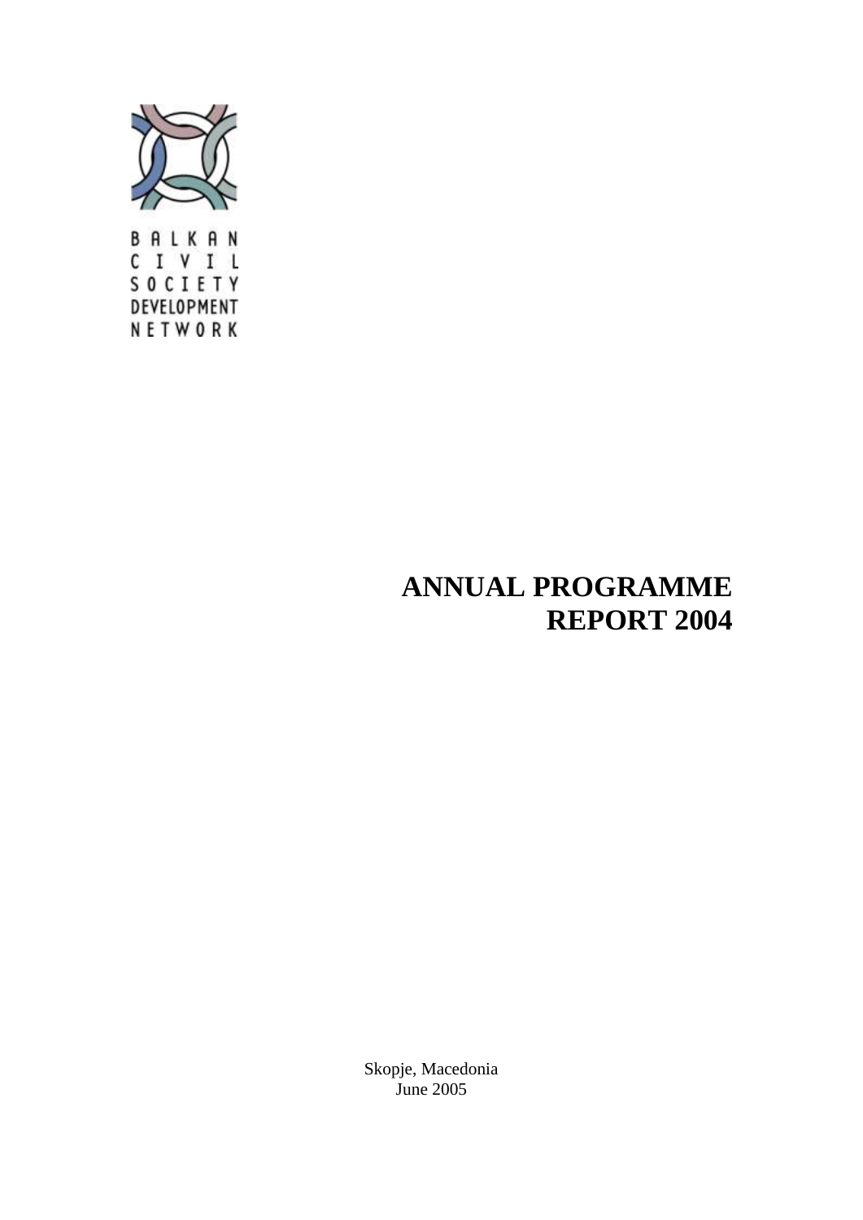BALKAN
CIVIL
SOCIETY
DEVELOPMENT
NETWORK

# ANNUAL PROGRAMME REPORT 2004

Skopje, Macedonia
June 2005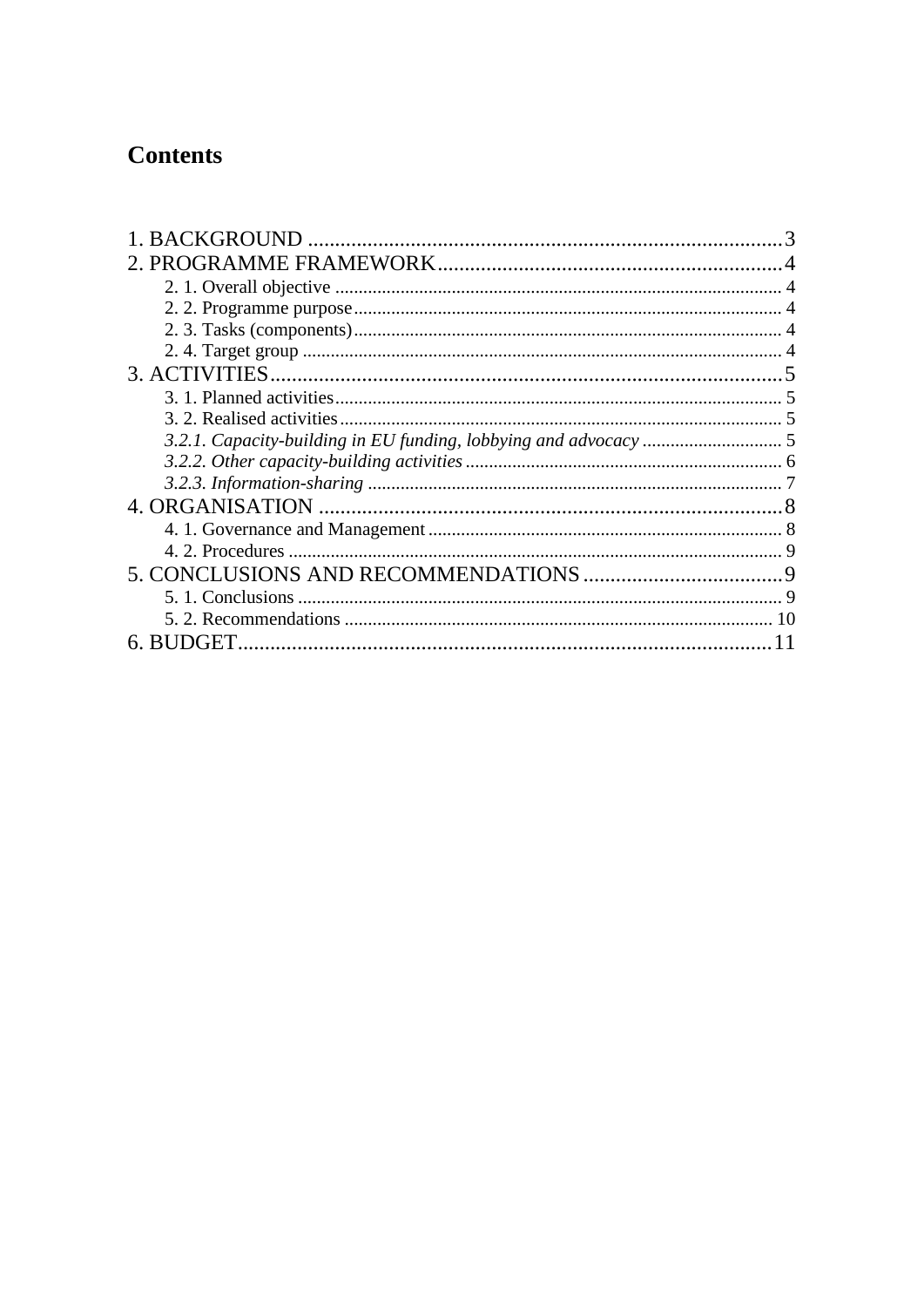# Contents

1. BACKGROUND .......................................................................................3
2. PROGRAMME FRAMEWORK...............................................................4
   - 2. 1. Overall objective ...............................................................................................4
   - 2. 2. Programme purpose...........................................................................................4
   - 2. 3. Tasks (components)...........................................................................................4
   - 2. 4. Target group .....................................................................................................4
3. ACTIVITIES..............................................................................................5
   - 3. 1. Planned activities...............................................................................................5
   - 3. 2. Realised activities..............................................................................................5
   - *3.2.1. Capacity-building in EU funding, lobbying and advocacy* .............................5
   - *3.2.2. Other capacity-building activities* ..................................................................6
   - *3.2.3. Information-sharing* ........................................................................................7
4. ORGANISATION .....................................................................................8
   - 4. 1. Governance and Management ...........................................................................8
   - 4. 2. Procedures .........................................................................................................9
5. CONCLUSIONS AND RECOMMENDATIONS....................................9
   - 5. 1. Conclusions .......................................................................................................9
   - 5. 2. Recommendations ...........................................................................................10
6. BUDGET..................................................................................................11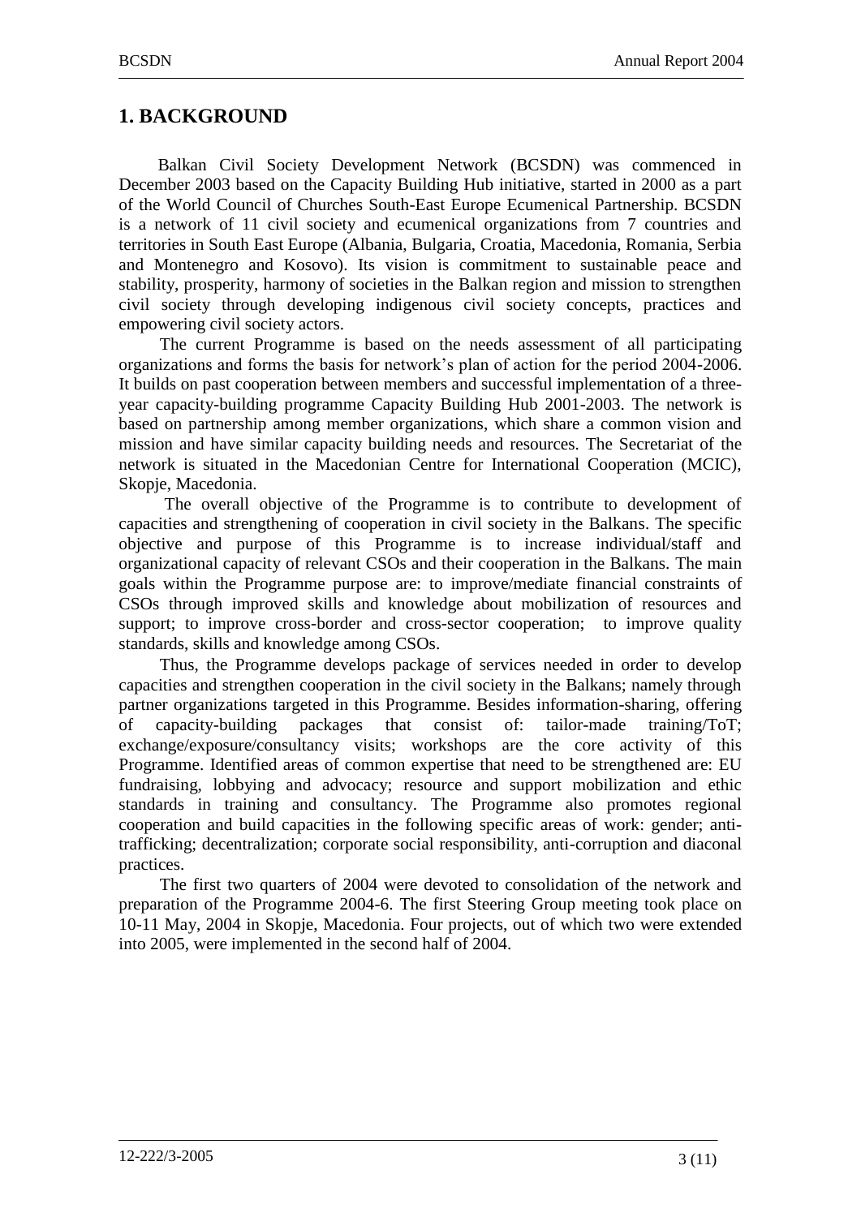# 1. BACKGROUND

Balkan Civil Society Development Network (BCSDN) was commenced in December 2003 based on the Capacity Building Hub initiative, started in 2000 as a part of the World Council of Churches South-East Europe Ecumenical Partnership. BCSDN is a network of 11 civil society and ecumenical organizations from 7 countries and territories in South East Europe (Albania, Bulgaria, Croatia, Macedonia, Romania, Serbia and Montenegro and Kosovo). Its vision is commitment to sustainable peace and stability, prosperity, harmony of societies in the Balkan region and mission to strengthen civil society through developing indigenous civil society concepts, practices and empowering civil society actors.

The current Programme is based on the needs assessment of all participating organizations and forms the basis for network's plan of action for the period 2004-2006. It builds on past cooperation between members and successful implementation of a three-year capacity-building programme Capacity Building Hub 2001-2003. The network is based on partnership among member organizations, which share a common vision and mission and have similar capacity building needs and resources. The Secretariat of the network is situated in the Macedonian Centre for International Cooperation (MCIC), Skopje, Macedonia.

The overall objective of the Programme is to contribute to development of capacities and strengthening of cooperation in civil society in the Balkans. The specific objective and purpose of this Programme is to increase individual/staff and organizational capacity of relevant CSOs and their cooperation in the Balkans. The main goals within the Programme purpose are: to improve/mediate financial constraints of CSOs through improved skills and knowledge about mobilization of resources and support; to improve cross-border and cross-sector cooperation; to improve quality standards, skills and knowledge among CSOs.

Thus, the Programme develops package of services needed in order to develop capacities and strengthen cooperation in the civil society in the Balkans; namely through partner organizations targeted in this Programme. Besides information-sharing, offering of capacity-building packages that consist of: tailor-made training/ToT; exchange/exposure/consultancy visits; workshops are the core activity of this Programme. Identified areas of common expertise that need to be strengthened are: EU fundraising, lobbying and advocacy; resource and support mobilization and ethic standards in training and consultancy. The Programme also promotes regional cooperation and build capacities in the following specific areas of work: gender; anti-trafficking; decentralization; corporate social responsibility, anti-corruption and diaconal practices.

The first two quarters of 2004 were devoted to consolidation of the network and preparation of the Programme 2004-6. The first Steering Group meeting took place on 10-11 May, 2004 in Skopje, Macedonia. Four projects, out of which two were extended into 2005, were implemented in the second half of 2004.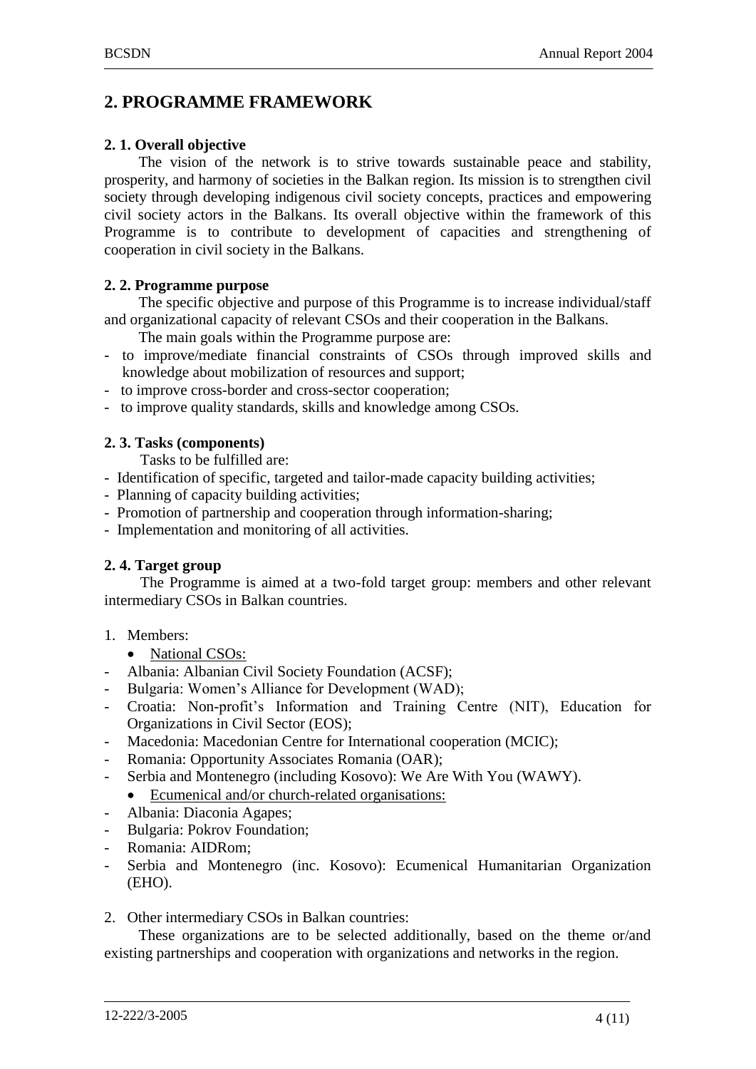# 2. PROGRAMME FRAMEWORK

## 2. 1. Overall objective

The vision of the network is to strive towards sustainable peace and stability, prosperity, and harmony of societies in the Balkan region. Its mission is to strengthen civil society through developing indigenous civil society concepts, practices and empowering civil society actors in the Balkans. Its overall objective within the framework of this Programme is to contribute to development of capacities and strengthening of cooperation in civil society in the Balkans.

## 2. 2. Programme purpose

The specific objective and purpose of this Programme is to increase individual/staff and organizational capacity of relevant CSOs and their cooperation in the Balkans.

The main goals within the Programme purpose are:

- to improve/mediate financial constraints of CSOs through improved skills and knowledge about mobilization of resources and support;
- to improve cross-border and cross-sector cooperation;
- to improve quality standards, skills and knowledge among CSOs.

## 2. 3. Tasks (components)

Tasks to be fulfilled are:

- Identification of specific, targeted and tailor-made capacity building activities;
- Planning of capacity building activities;
- Promotion of partnership and cooperation through information-sharing;
- Implementation and monitoring of all activities.

## 2. 4. Target group

The Programme is aimed at a two-fold target group: members and other relevant intermediary CSOs in Balkan countries.

1. Members:
   - National CSOs:

- Albania: Albanian Civil Society Foundation (ACSF);
- Bulgaria: Women's Alliance for Development (WAD);
- Croatia: Non-profit's Information and Training Centre (NIT), Education for Organizations in Civil Sector (EOS);
- Macedonia: Macedonian Centre for International cooperation (MCIC);
- Romania: Opportunity Associates Romania (OAR);
- Serbia and Montenegro (including Kosovo): We Are With You (WAWY).
   - Ecumenical and/or church-related organisations:
- Albania: Diaconia Agapes;
- Bulgaria: Pokrov Foundation;
- Romania: AIDRom;
- Serbia and Montenegro (inc. Kosovo): Ecumenical Humanitarian Organization (EHO).

2. Other intermediary CSOs in Balkan countries:

These organizations are to be selected additionally, based on the theme or/and existing partnerships and cooperation with organizations and networks in the region.

12-222/3-2005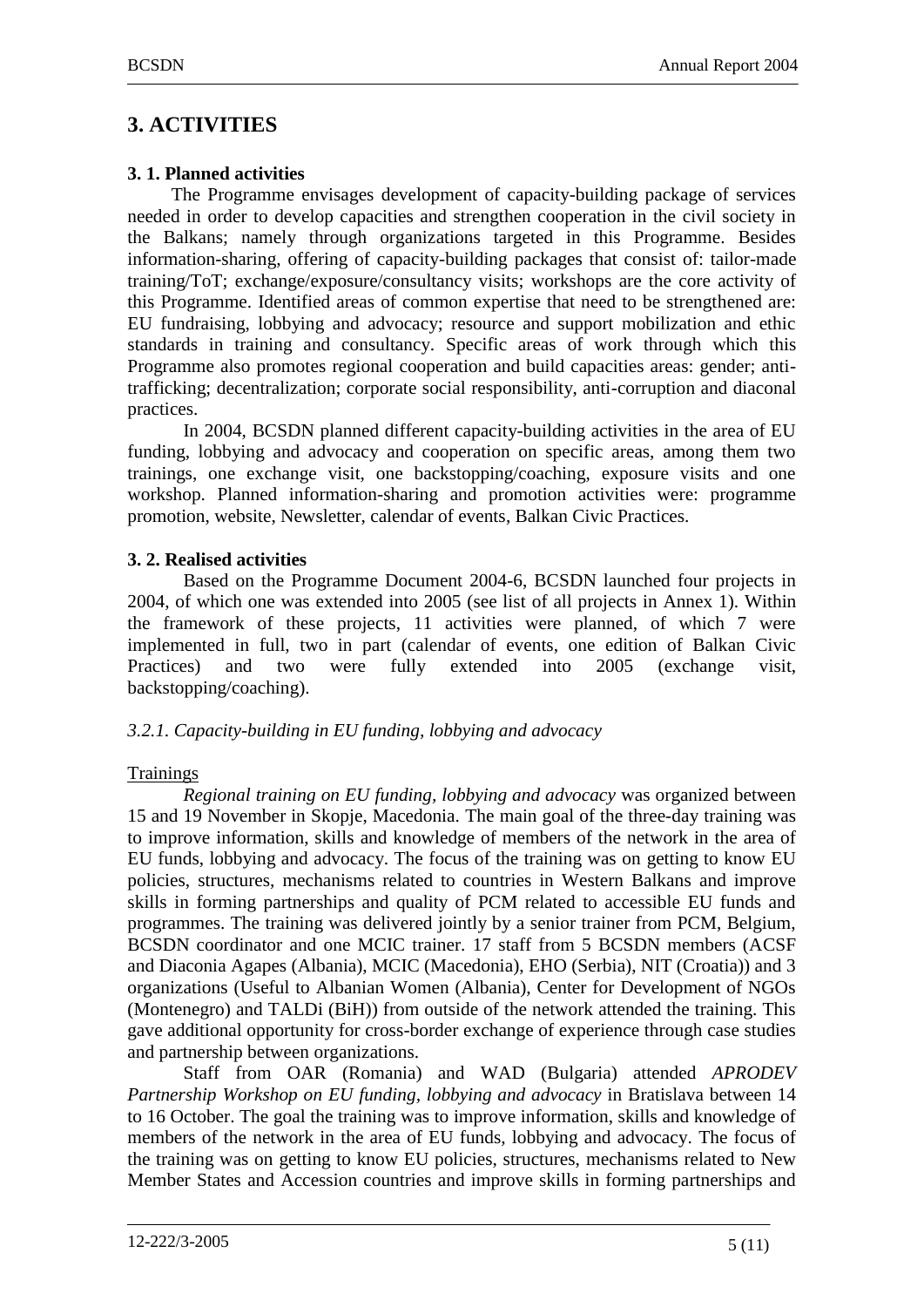# 3. ACTIVITIES

### 3. 1. Planned activities

The Programme envisages development of capacity-building package of services needed in order to develop capacities and strengthen cooperation in the civil society in the Balkans; namely through organizations targeted in this Programme. Besides information-sharing, offering of capacity-building packages that consist of: tailor-made training/ToT; exchange/exposure/consultancy visits; workshops are the core activity of this Programme. Identified areas of common expertise that need to be strengthened are: EU fundraising, lobbying and advocacy; resource and support mobilization and ethic standards in training and consultancy. Specific areas of work through which this Programme also promotes regional cooperation and build capacities areas: gender; anti-trafficking; decentralization; corporate social responsibility, anti-corruption and diaconal practices.

In 2004, BCSDN planned different capacity-building activities in the area of EU funding, lobbying and advocacy and cooperation on specific areas, among them two trainings, one exchange visit, one backstopping/coaching, exposure visits and one workshop. Planned information-sharing and promotion activities were: programme promotion, website, Newsletter, calendar of events, Balkan Civic Practices.

### 3. 2. Realised activities

Based on the Programme Document 2004-6, BCSDN launched four projects in 2004, of which one was extended into 2005 (see list of all projects in Annex 1). Within the framework of these projects, 11 activities were planned, of which 7 were implemented in full, two in part (calendar of events, one edition of Balkan Civic Practices) and two were fully extended into 2005 (exchange visit, backstopping/coaching).

#### *3.2.1. Capacity-building in EU funding, lobbying and advocacy*

Trainings

*Regional training on EU funding, lobbying and advocacy* was organized between 15 and 19 November in Skopje, Macedonia. The main goal of the three-day training was to improve information, skills and knowledge of members of the network in the area of EU funds, lobbying and advocacy. The focus of the training was on getting to know EU policies, structures, mechanisms related to countries in Western Balkans and improve skills in forming partnerships and quality of PCM related to accessible EU funds and programmes. The training was delivered jointly by a senior trainer from PCM, Belgium, BCSDN coordinator and one MCIC trainer. 17 staff from 5 BCSDN members (ACSF and Diaconia Agapes (Albania), MCIC (Macedonia), EHO (Serbia), NIT (Croatia)) and 3 organizations (Useful to Albanian Women (Albania), Center for Development of NGOs (Montenegro) and TALDi (BiH)) from outside of the network attended the training. This gave additional opportunity for cross-border exchange of experience through case studies and partnership between organizations.

Staff from OAR (Romania) and WAD (Bulgaria) attended *APRODEV Partnership Workshop on EU funding, lobbying and advocacy* in Bratislava between 14 to 16 October. The goal the training was to improve information, skills and knowledge of members of the network in the area of EU funds, lobbying and advocacy. The focus of the training was on getting to know EU policies, structures, mechanisms related to New Member States and Accession countries and improve skills in forming partnerships and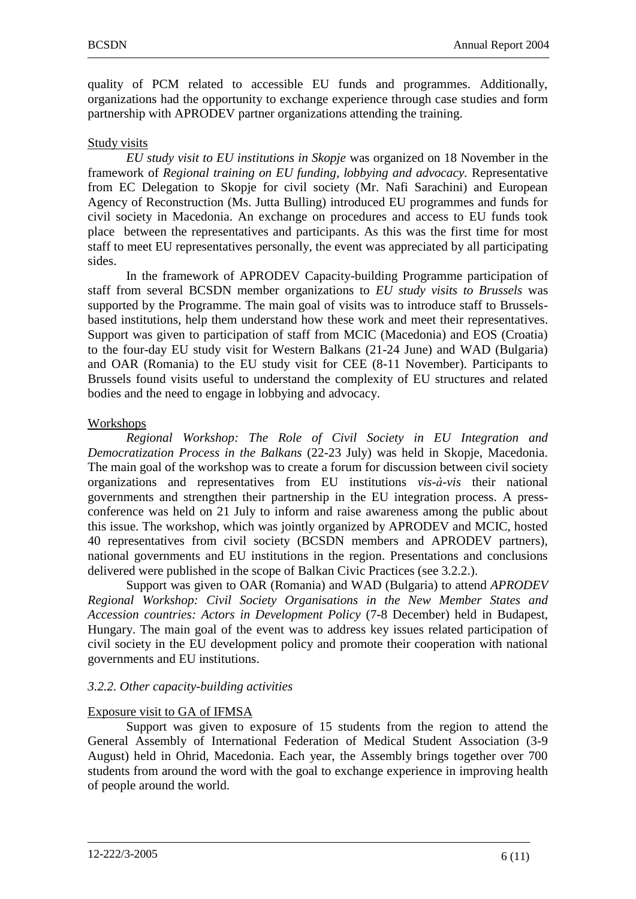quality of PCM related to accessible EU funds and programmes. Additionally, organizations had the opportunity to exchange experience through case studies and form partnership with APRODEV partner organizations attending the training.

Study visits

*EU study visit to EU institutions in Skopje* was organized on 18 November in the framework of *Regional training on EU funding, lobbying and advocacy.* Representative from EC Delegation to Skopje for civil society (Mr. Nafi Sarachini) and European Agency of Reconstruction (Ms. Jutta Bulling) introduced EU programmes and funds for civil society in Macedonia. An exchange on procedures and access to EU funds took place between the representatives and participants. As this was the first time for most staff to meet EU representatives personally, the event was appreciated by all participating sides.

In the framework of APRODEV Capacity-building Programme participation of staff from several BCSDN member organizations to *EU study visits to Brussels* was supported by the Programme. The main goal of visits was to introduce staff to Brussels-based institutions, help them understand how these work and meet their representatives. Support was given to participation of staff from MCIC (Macedonia) and EOS (Croatia) to the four-day EU study visit for Western Balkans (21-24 June) and WAD (Bulgaria) and OAR (Romania) to the EU study visit for CEE (8-11 November). Participants to Brussels found visits useful to understand the complexity of EU structures and related bodies and the need to engage in lobbying and advocacy.

Workshops

*Regional Workshop: The Role of Civil Society in EU Integration and Democratization Process in the Balkans* (22-23 July) was held in Skopje, Macedonia. The main goal of the workshop was to create a forum for discussion between civil society organizations and representatives from EU institutions *vis-à-vis* their national governments and strengthen their partnership in the EU integration process. A press-conference was held on 21 July to inform and raise awareness among the public about this issue. The workshop, which was jointly organized by APRODEV and MCIC, hosted 40 representatives from civil society (BCSDN members and APRODEV partners), national governments and EU institutions in the region. Presentations and conclusions delivered were published in the scope of Balkan Civic Practices (see 3.2.2.).

Support was given to OAR (Romania) and WAD (Bulgaria) to attend *APRODEV Regional Workshop: Civil Society Organisations in the New Member States and Accession countries: Actors in Development Policy* (7-8 December) held in Budapest, Hungary. The main goal of the event was to address key issues related participation of civil society in the EU development policy and promote their cooperation with national governments and EU institutions.

### *3.2.2. Other capacity-building activities*

Exposure visit to GA of IFMSA

Support was given to exposure of 15 students from the region to attend the General Assembly of International Federation of Medical Student Association (3-9 August) held in Ohrid, Macedonia. Each year, the Assembly brings together over 700 students from around the word with the goal to exchange experience in improving health of people around the world.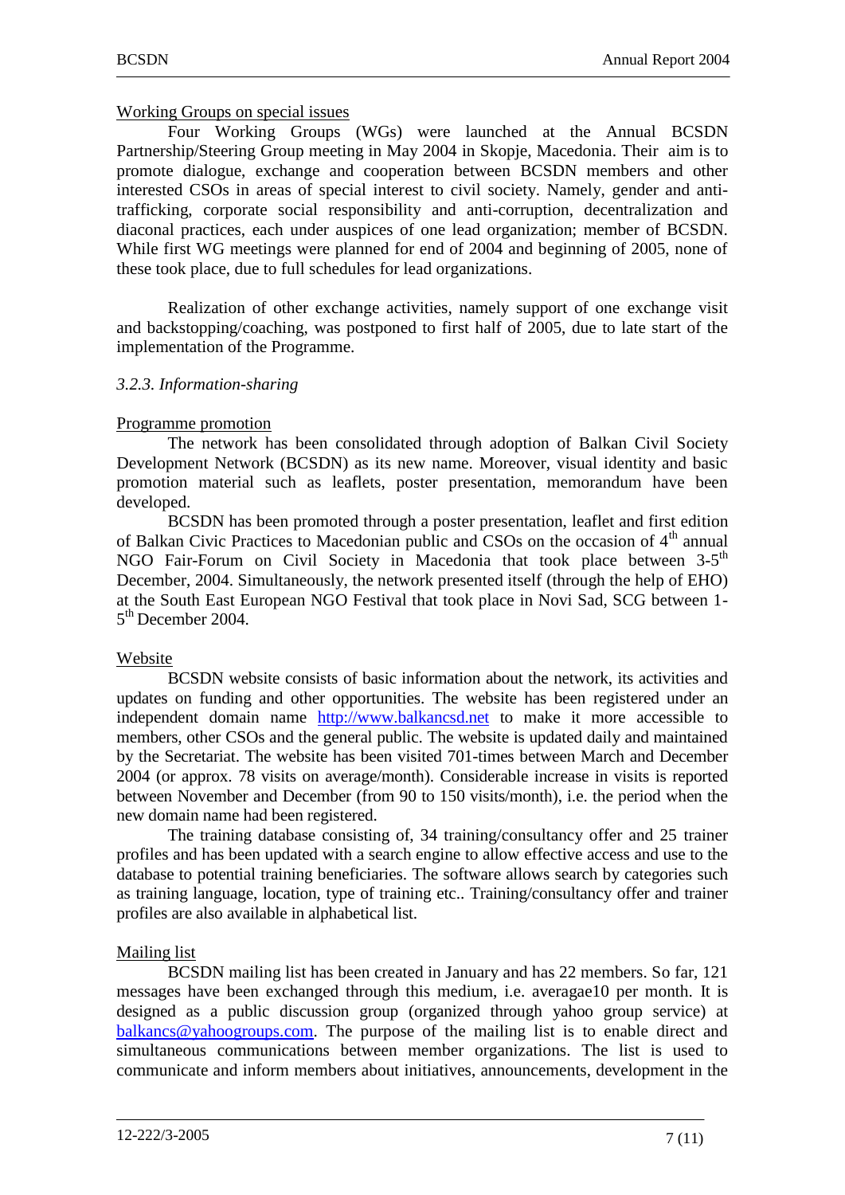Working Groups on special issues

Four Working Groups (WGs) were launched at the Annual BCSDN Partnership/Steering Group meeting in May 2004 in Skopje, Macedonia. Their aim is to promote dialogue, exchange and cooperation between BCSDN members and other interested CSOs in areas of special interest to civil society. Namely, gender and anti-trafficking, corporate social responsibility and anti-corruption, decentralization and diaconal practices, each under auspices of one lead organization; member of BCSDN. While first WG meetings were planned for end of 2004 and beginning of 2005, none of these took place, due to full schedules for lead organizations.

Realization of other exchange activities, namely support of one exchange visit and backstopping/coaching, was postponed to first half of 2005, due to late start of the implementation of the Programme.

*3.2.3. Information-sharing*

Programme promotion

The network has been consolidated through adoption of Balkan Civil Society Development Network (BCSDN) as its new name. Moreover, visual identity and basic promotion material such as leaflets, poster presentation, memorandum have been developed.

BCSDN has been promoted through a poster presentation, leaflet and first edition of Balkan Civic Practices to Macedonian public and CSOs on the occasion of 4th annual NGO Fair-Forum on Civil Society in Macedonia that took place between 3-5th December, 2004. Simultaneously, the network presented itself (through the help of EHO) at the South East European NGO Festival that took place in Novi Sad, SCG between 1-5th December 2004.

Website

BCSDN website consists of basic information about the network, its activities and updates on funding and other opportunities. The website has been registered under an independent domain name http://www.balkancsd.net to make it more accessible to members, other CSOs and the general public. The website is updated daily and maintained by the Secretariat. The website has been visited 701-times between March and December 2004 (or approx. 78 visits on average/month). Considerable increase in visits is reported between November and December (from 90 to 150 visits/month), i.e. the period when the new domain name had been registered.

The training database consisting of, 34 training/consultancy offer and 25 trainer profiles and has been updated with a search engine to allow effective access and use to the database to potential training beneficiaries. The software allows search by categories such as training language, location, type of training etc.. Training/consultancy offer and trainer profiles are also available in alphabetical list.

Mailing list

BCSDN mailing list has been created in January and has 22 members. So far, 121 messages have been exchanged through this medium, i.e. averagae10 per month. It is designed as a public discussion group (organized through yahoo group service) at balkancs@yahoogroups.com. The purpose of the mailing list is to enable direct and simultaneous communications between member organizations. The list is used to communicate and inform members about initiatives, announcements, development in the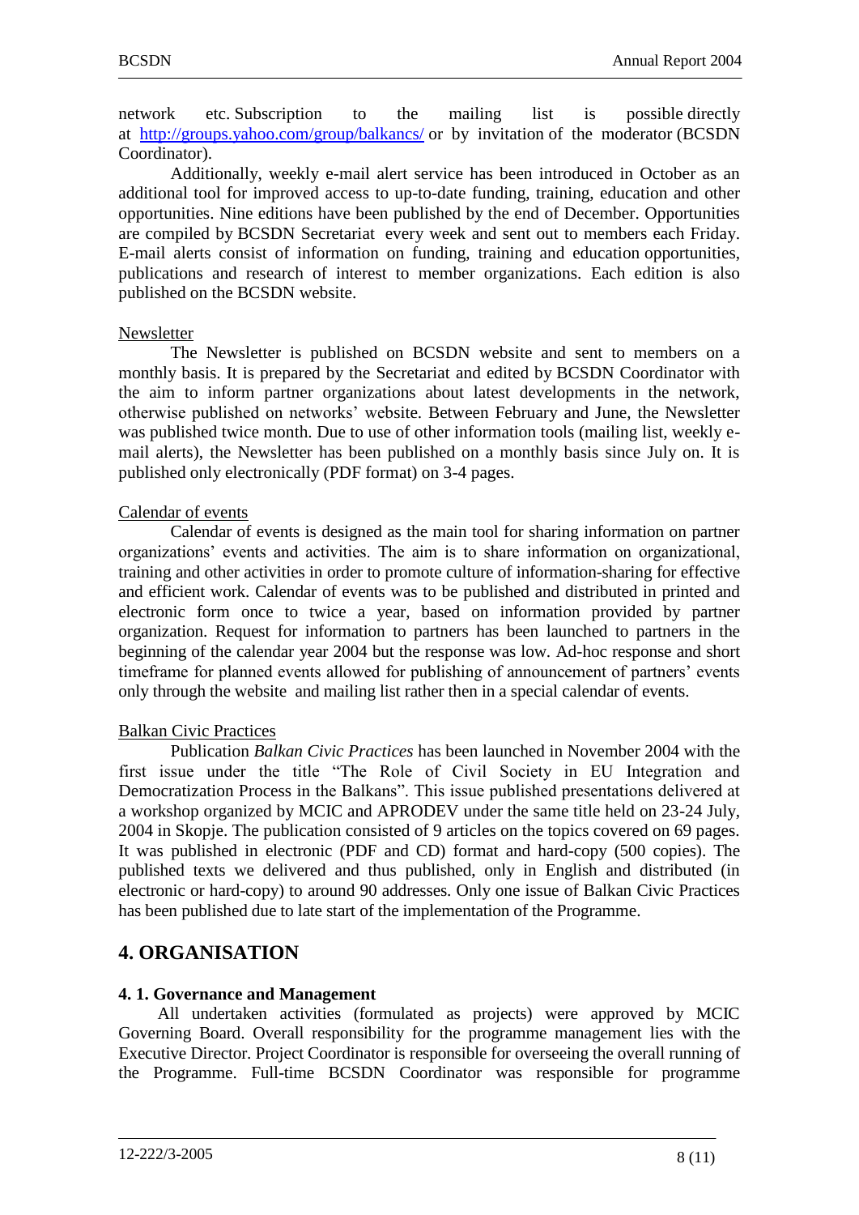network etc. Subscription to the mailing list is possible directly at [http://groups.yahoo.com/group/balkancs/](http://groups.yahoo.com/group/balkancs/) or by invitation of the moderator (BCSDN Coordinator).

Additionally, weekly e-mail alert service has been introduced in October as an additional tool for improved access to up-to-date funding, training, education and other opportunities. Nine editions have been published by the end of December. Opportunities are compiled by BCSDN Secretariat every week and sent out to members each Friday. E-mail alerts consist of information on funding, training and education opportunities, publications and research of interest to member organizations. Each edition is also published on the BCSDN website.

Newsletter

The Newsletter is published on BCSDN website and sent to members on a monthly basis. It is prepared by the Secretariat and edited by BCSDN Coordinator with the aim to inform partner organizations about latest developments in the network, otherwise published on networks' website. Between February and June, the Newsletter was published twice month. Due to use of other information tools (mailing list, weekly e-mail alerts), the Newsletter has been published on a monthly basis since July on. It is published only electronically (PDF format) on 3-4 pages.

Calendar of events

Calendar of events is designed as the main tool for sharing information on partner organizations' events and activities. The aim is to share information on organizational, training and other activities in order to promote culture of information-sharing for effective and efficient work. Calendar of events was to be published and distributed in printed and electronic form once to twice a year, based on information provided by partner organization. Request for information to partners has been launched to partners in the beginning of the calendar year 2004 but the response was low. Ad-hoc response and short timeframe for planned events allowed for publishing of announcement of partners' events only through the website and mailing list rather then in a special calendar of events.

Balkan Civic Practices

Publication *Balkan Civic Practices* has been launched in November 2004 with the first issue under the title "The Role of Civil Society in EU Integration and Democratization Process in the Balkans". This issue published presentations delivered at a workshop organized by MCIC and APRODEV under the same title held on 23-24 July, 2004 in Skopje. The publication consisted of 9 articles on the topics covered on 69 pages. It was published in electronic (PDF and CD) format and hard-copy (500 copies). The published texts we delivered and thus published, only in English and distributed (in electronic or hard-copy) to around 90 addresses. Only one issue of Balkan Civic Practices has been published due to late start of the implementation of the Programme.

## 4. ORGANISATION

### 4. 1. Governance and Management

All undertaken activities (formulated as projects) were approved by MCIC Governing Board. Overall responsibility for the programme management lies with the Executive Director. Project Coordinator is responsible for overseeing the overall running of the Programme. Full-time BCSDN Coordinator was responsible for programme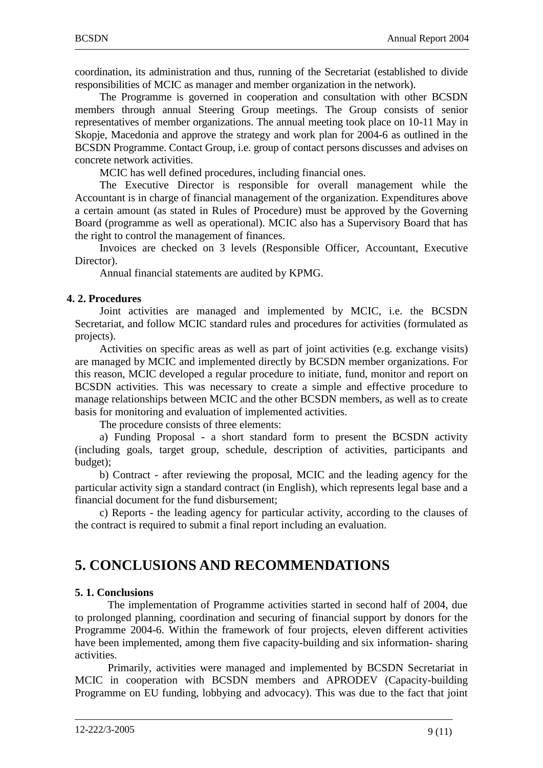coordination, its administration and thus, running of the Secretariat (established to divide responsibilities of MCIC as manager and member organization in the network).

The Programme is governed in cooperation and consultation with other BCSDN members through annual Steering Group meetings. The Group consists of senior representatives of member organizations. The annual meeting took place on 10-11 May in Skopje, Macedonia and approve the strategy and work plan for 2004-6 as outlined in the BCSDN Programme. Contact Group, i.e. group of contact persons discusses and advises on concrete network activities.

MCIC has well defined procedures, including financial ones.

The Executive Director is responsible for overall management while the Accountant is in charge of financial management of the organization. Expenditures above a certain amount (as stated in Rules of Procedure) must be approved by the Governing Board (programme as well as operational). MCIC also has a Supervisory Board that has the right to control the management of finances.

Invoices are checked on 3 levels (Responsible Officer, Accountant, Executive Director).

Annual financial statements are audited by KPMG.

### 4. 2. Procedures

Joint activities are managed and implemented by MCIC, i.e. the BCSDN Secretariat, and follow MCIC standard rules and procedures for activities (formulated as projects).

Activities on specific areas as well as part of joint activities (e.g. exchange visits) are managed by MCIC and implemented directly by BCSDN member organizations. For this reason, MCIC developed a regular procedure to initiate, fund, monitor and report on BCSDN activities. This was necessary to create a simple and effective procedure to manage relationships between MCIC and the other BCSDN members, as well as to create basis for monitoring and evaluation of implemented activities.

The procedure consists of three elements:

a) Funding Proposal - a short standard form to present the BCSDN activity (including goals, target group, schedule, description of activities, participants and budget);

b) Contract - after reviewing the proposal, MCIC and the leading agency for the particular activity sign a standard contract (in English), which represents legal base and a financial document for the fund disbursement;

c) Reports - the leading agency for particular activity, according to the clauses of the contract is required to submit a final report including an evaluation.

## 5. CONCLUSIONS AND RECOMMENDATIONS

### 5. 1. Conclusions

The implementation of Programme activities started in second half of 2004, due to prolonged planning, coordination and securing of financial support by donors for the Programme 2004-6. Within the framework of four projects, eleven different activities have been implemented, among them five capacity-building and six information- sharing activities.

Primarily, activities were managed and implemented by BCSDN Secretariat in MCIC in cooperation with BCSDN members and APRODEV (Capacity-building Programme on EU funding, lobbying and advocacy). This was due to the fact that joint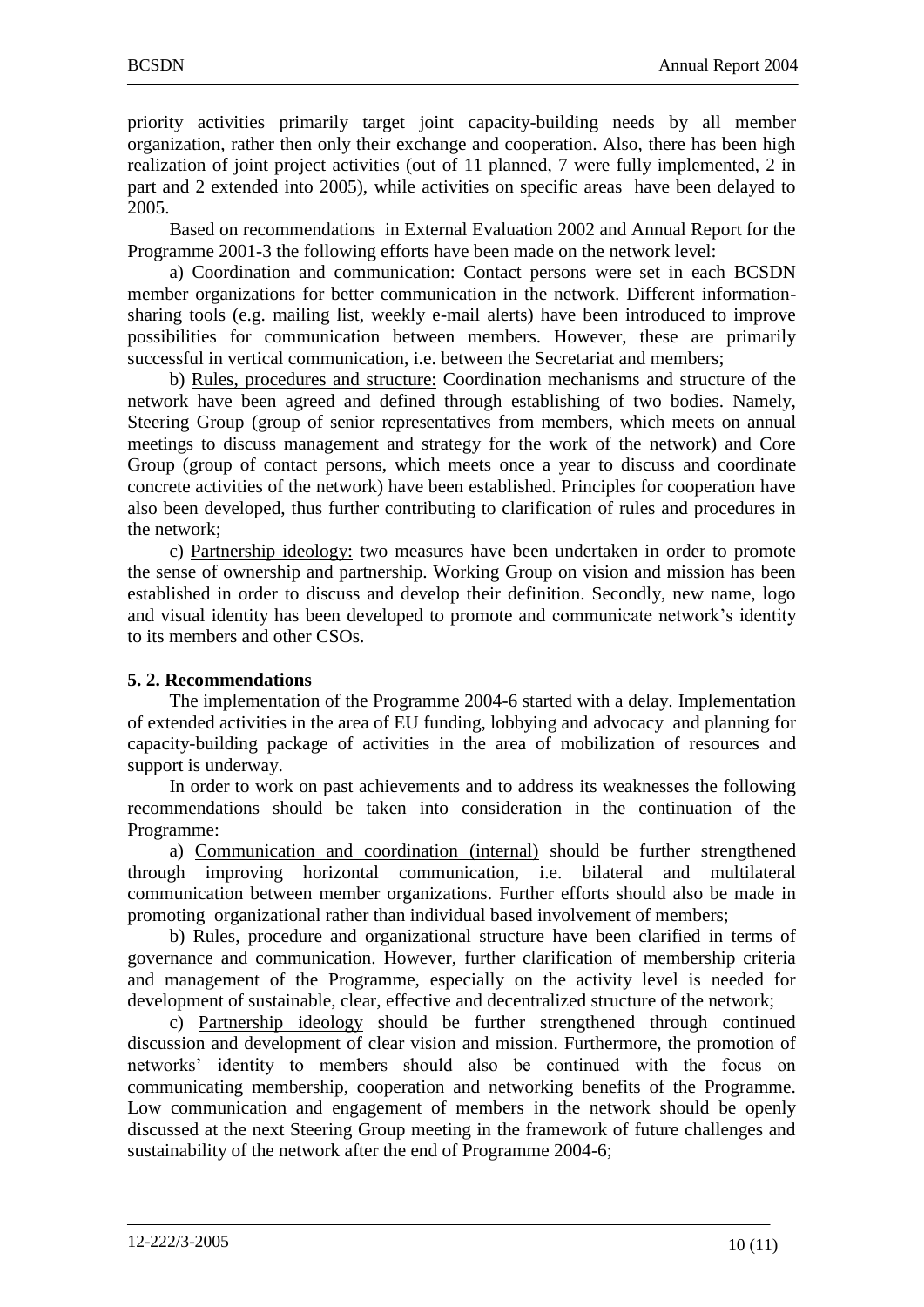priority activities primarily target joint capacity-building needs by all member organization, rather then only their exchange and cooperation. Also, there has been high realization of joint project activities (out of 11 planned, 7 were fully implemented, 2 in part and 2 extended into 2005), while activities on specific areas have been delayed to 2005.

Based on recommendations in External Evaluation 2002 and Annual Report for the Programme 2001-3 the following efforts have been made on the network level:

a) Coordination and communication: Contact persons were set in each BCSDN member organizations for better communication in the network. Different information-sharing tools (e.g. mailing list, weekly e-mail alerts) have been introduced to improve possibilities for communication between members. However, these are primarily successful in vertical communication, i.e. between the Secretariat and members;

b) Rules, procedures and structure: Coordination mechanisms and structure of the network have been agreed and defined through establishing of two bodies. Namely, Steering Group (group of senior representatives from members, which meets on annual meetings to discuss management and strategy for the work of the network) and Core Group (group of contact persons, which meets once a year to discuss and coordinate concrete activities of the network) have been established. Principles for cooperation have also been developed, thus further contributing to clarification of rules and procedures in the network;

c) Partnership ideology: two measures have been undertaken in order to promote the sense of ownership and partnership. Working Group on vision and mission has been established in order to discuss and develop their definition. Secondly, new name, logo and visual identity has been developed to promote and communicate network's identity to its members and other CSOs.

### 5. 2. Recommendations

The implementation of the Programme 2004-6 started with a delay. Implementation of extended activities in the area of EU funding, lobbying and advocacy and planning for capacity-building package of activities in the area of mobilization of resources and support is underway.

In order to work on past achievements and to address its weaknesses the following recommendations should be taken into consideration in the continuation of the Programme:

a) Communication and coordination (internal) should be further strengthened through improving horizontal communication, i.e. bilateral and multilateral communication between member organizations. Further efforts should also be made in promoting organizational rather than individual based involvement of members;

b) Rules, procedure and organizational structure have been clarified in terms of governance and communication. However, further clarification of membership criteria and management of the Programme, especially on the activity level is needed for development of sustainable, clear, effective and decentralized structure of the network;

c) Partnership ideology should be further strengthened through continued discussion and development of clear vision and mission. Furthermore, the promotion of networks' identity to members should also be continued with the focus on communicating membership, cooperation and networking benefits of the Programme. Low communication and engagement of members in the network should be openly discussed at the next Steering Group meeting in the framework of future challenges and sustainability of the network after the end of Programme 2004-6;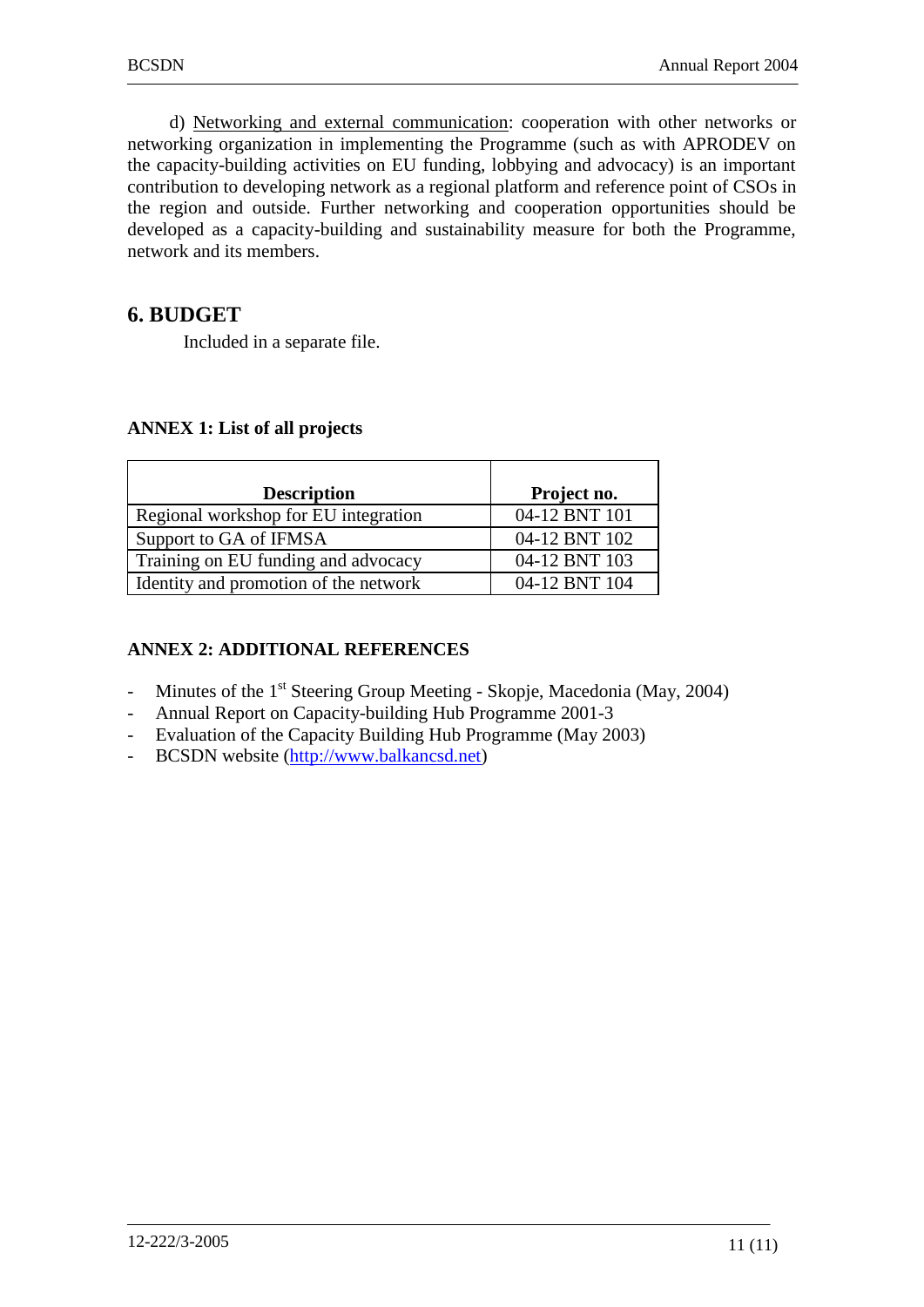d) Networking and external communication: cooperation with other networks or networking organization in implementing the Programme (such as with APRODEV on the capacity-building activities on EU funding, lobbying and advocacy) is an important contribution to developing network as a regional platform and reference point of CSOs in the region and outside. Further networking and cooperation opportunities should be developed as a capacity-building and sustainability measure for both the Programme, network and its members.

## 6. BUDGET

Included in a separate file.

**ANNEX 1: List of all projects**

| Description | Project no. |
|---|---|
| Regional workshop for EU integration | 04-12 BNT 101 |
| Support to GA of IFMSA | 04-12 BNT 102 |
| Training on EU funding and advocacy | 04-12 BNT 103 |
| Identity and promotion of the network | 04-12 BNT 104 |

**ANNEX 2: ADDITIONAL REFERENCES**

- Minutes of the 1st Steering Group Meeting - Skopje, Macedonia (May, 2004)
- Annual Report on Capacity-building Hub Programme 2001-3
- Evaluation of the Capacity Building Hub Programme (May 2003)
- BCSDN website (http://www.balkancsd.net)

12-222/3-2005